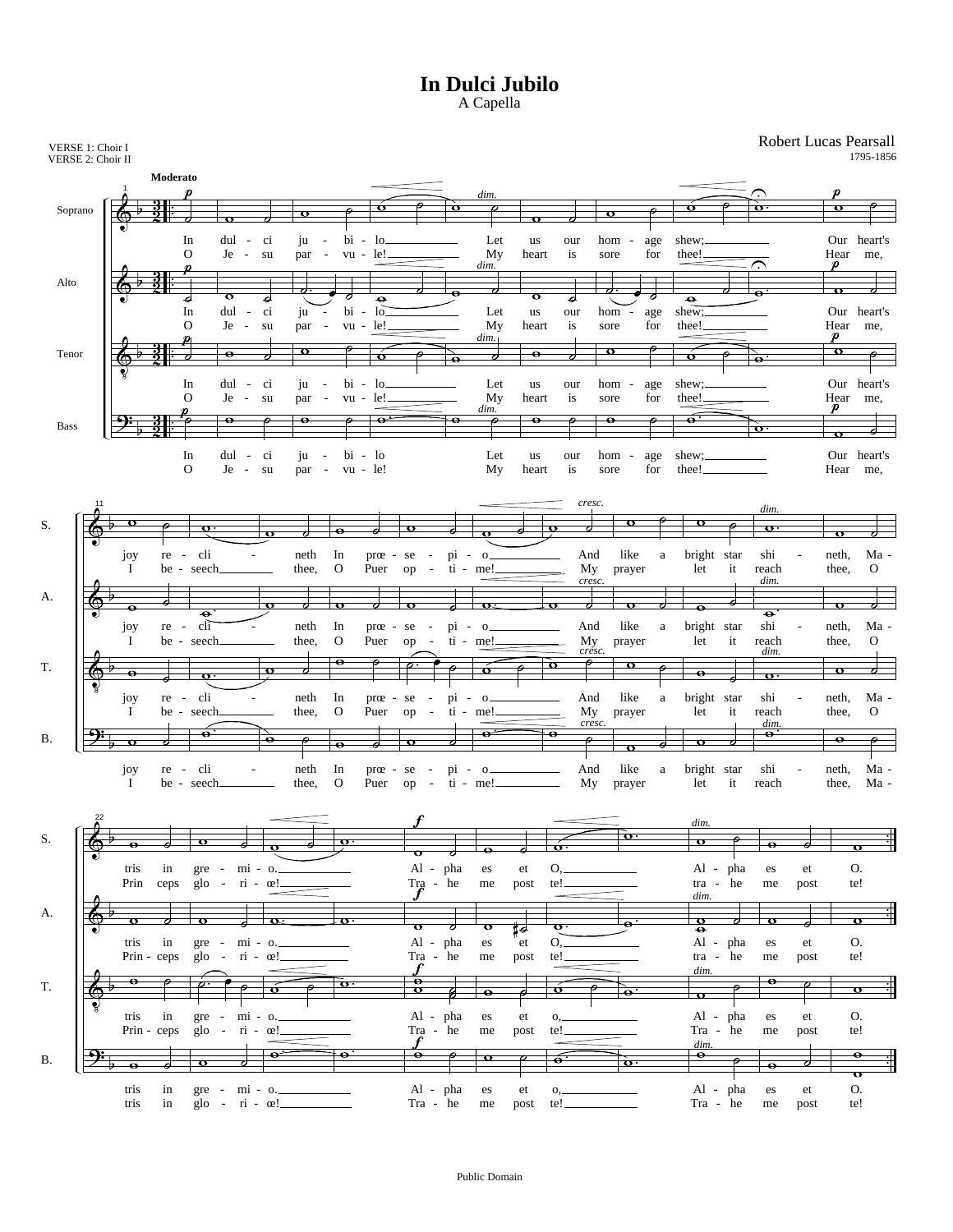# In Dulci Jubilo

A Capella

Robert Lucas Pearsall
1795-1856

VERSE 1: Choir I
VERSE 2: Choir II

Moderato

In dulci jubilo
Let us our homage shew;
Our heart's joy reclineth
In præsepio
And like a bright star shineth,
Matris in gremio.
Alpha es et O,
Alpha es et O.

O Jesu parvule!
My heart is sore for thee!
Hear me, I beseech thee,
O Puer optime!
My prayer let it reach thee,
O Princeps gloriæ!
Trahe me post te!
trahe me post te!

Public Domain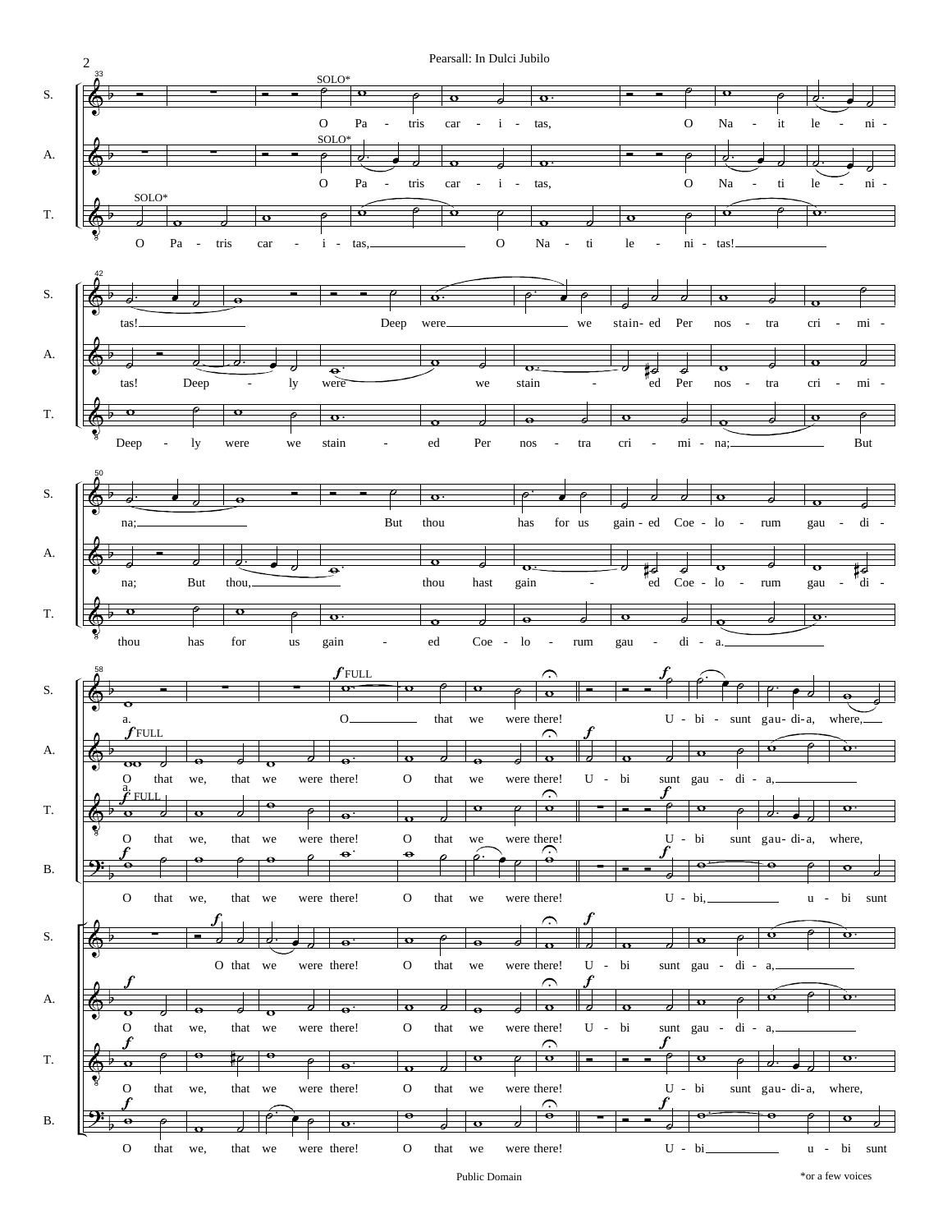S. SOLO*
O Pa - tris car - i - tas, O Na - it le - ni - tas! Deep were we stain- ed Per nos - tra cri - mi - na; But thou has for us gain - ed Coe - lo - rum gau - di - a.

A. SOLO*
O Pa - tris car - i - tas, O Na - ti le - ni - tas! Deep - ly were we stain - ed Per nos - tra cri - mi - na; But thou, thou hast gain - ed Coe - lo - rum gau - di - a.

T. SOLO*
O Pa - tris car - i - tas, O Na - ti le - ni - tas! Deep - ly were we stain - ed Per nos - tra cri - mi - na; But thou has for us gain - ed Coe - lo - rum gau - di - a.

S. *f* FULL
O that we were there! U - bi - sunt gau- di- a, where,

A. *f* FULL
O that we, that we were there! O that we were there! U - bi sunt gau - di - a,

T. *f* FULL
O that we, that we were there! O that we were there! U - bi sunt gau- di- a, where,

B. *f*
O that we, that we were there! O that we were there! U - bi, u - bi sunt

S. *f*
O that we were there! O that we were there! U - bi sunt gau - di - a,

A. *f*
O that we, that we were there! O that we were there! U - bi sunt gau - di - a,

T. *f*
O that we, that we were there! O that we were there! U - bi sunt gau- di- a, where,

B. *f*
O that we, that we were there! O that we were there! U - bi u - bi sunt

Public Domain

*or a few voices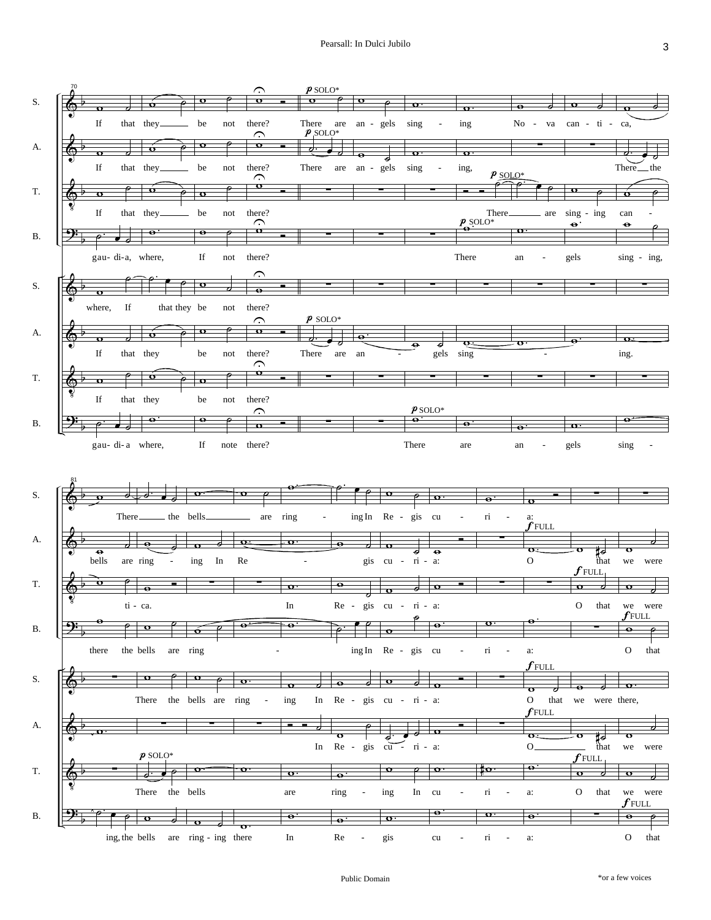Public Domain

*or a few voices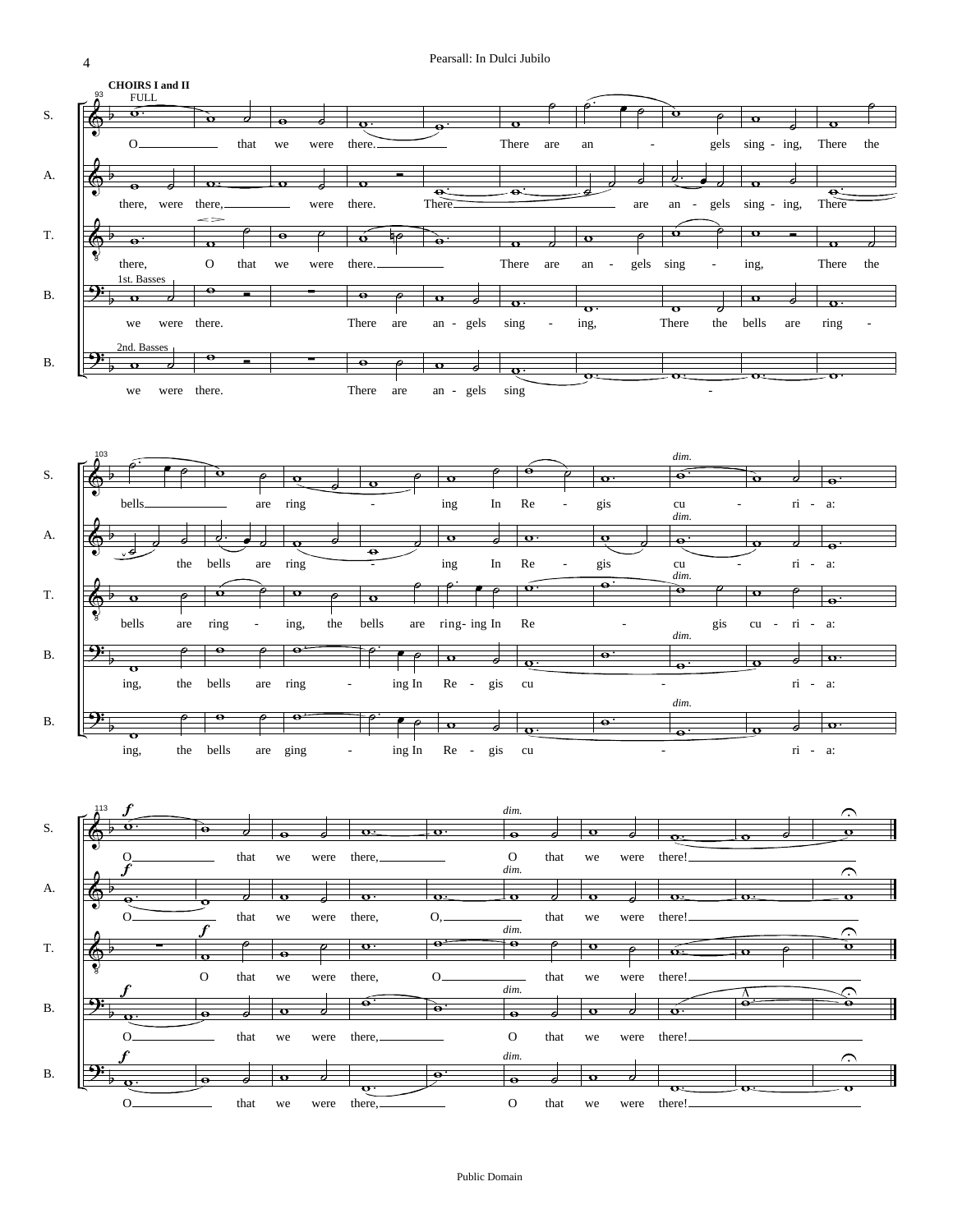**CHOIRS I and II**

FULL

S.
O that we were there. There are an - gels sing - ing, There the

A.
there, were there, were there. There are an - gels sing - ing, There

T.
there, O that we were there. There are an - gels sing - ing, There the

1st. Basses

B.
we were there. There are an - gels sing - ing, There the bells are ring -

2nd. Basses

B.
we were there. There are an - gels sing -

S.
bells are ring - ing In Re - gis cu - ri - a:

A.
the bells are ring - ing In Re - gis cu - ri - a:

T.
bells are ring - ing, the bells are ring- ing In Re - gis cu - ri - a:

B.
ing, the bells are ring - ing In Re - gis cu - ri - a:

B.
ing, the bells are ging - ing In Re - gis cu - ri - a:

S.
O that we were there, O that we were there!

A.
O that we were there, O, that we were there!

T.
O that we were there, O that we were there!

B.
O that we were there, O that we were there!

B.
O that we were there, O that we were there!

Public Domain